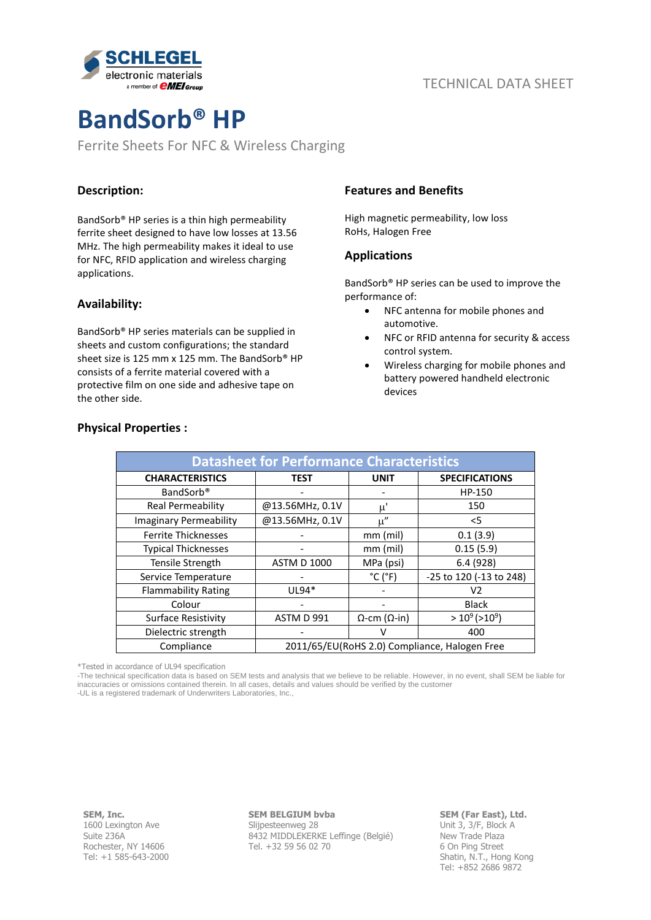SCHLEGEL electronic materials
a member of eMEI Group

TECHNICAL DATA SHEET

# BandSorb® HP

Ferrite Sheets For NFC & Wireless Charging

## Description:

BandSorb® HP series is a thin high permeability ferrite sheet designed to have low losses at 13.56 MHz. The high permeability makes it ideal to use for NFC, RFID application and wireless charging applications.

## Availability:

BandSorb® HP series materials can be supplied in sheets and custom configurations; the standard sheet size is 125 mm x 125 mm. The BandSorb® HP consists of a ferrite material covered with a protective film on one side and adhesive tape on the other side.

## Features and Benefits

High magnetic permeability, low loss
RoHs, Halogen Free

## Applications

BandSorb® HP series can be used to improve the performance of:

- NFC antenna for mobile phones and automotive.
- NFC or RFID antenna for security & access control system.
- Wireless charging for mobile phones and battery powered handheld electronic devices

## Physical Properties :

| Datasheet for Performance Characteristics | | | |
|---|---|---|---|
| **CHARACTERISTICS** | **TEST** | **UNIT** | **SPECIFICATIONS** |
| BandSorb® | - | - | HP-150 |
| Real Permeability | @13.56MHz, 0.1V | $\mu'$ | 150 |
| Imaginary Permeability | @13.56MHz, 0.1V | $\mu''$ | <5 |
| Ferrite Thicknesses | - | mm (mil) | 0.1 (3.9) |
| Typical Thicknesses | - | mm (mil) | 0.15 (5.9) |
| Tensile Strength | ASTM D 1000 | MPa (psi) | 6.4 (928) |
| Service Temperature | - | °C (°F) | -25 to 120 (-13 to 248) |
| Flammability Rating | UL94* | - | V2 |
| Colour | - | - | Black |
| Surface Resistivity | ASTM D 991 | Ω-cm (Ω-in) | > $10^9$ (>$10^9$) |
| Dielectric strength | - | V | 400 |
| Compliance | 2011/65/EU(RoHS 2.0) Compliance, Halogen Free | | |

*Tested in accordance of UL94 specification
-The technical specification data is based on SEM tests and analysis that we believe to be reliable. However, in no event, shall SEM be liable for inaccuracies or omissions contained therein. In all cases, details and values should be verified by the customer
-UL is a registered trademark of Underwriters Laboratories, Inc.,

**SEM, Inc.**
1600 Lexington Ave
Suite 236A
Rochester, NY 14606
Tel: +1 585-643-2000

**SEM BELGIUM bvba**
Slijpesteenweg 28
8432 MIDDLEKERKE Leffinge (België)
Tel. +32 59 56 02 70

**SEM (Far East), Ltd.**
Unit 3, 3/F, Block A
New Trade Plaza
6 On Ping Street
Shatin, N.T., Hong Kong
Tel: +852 2686 9872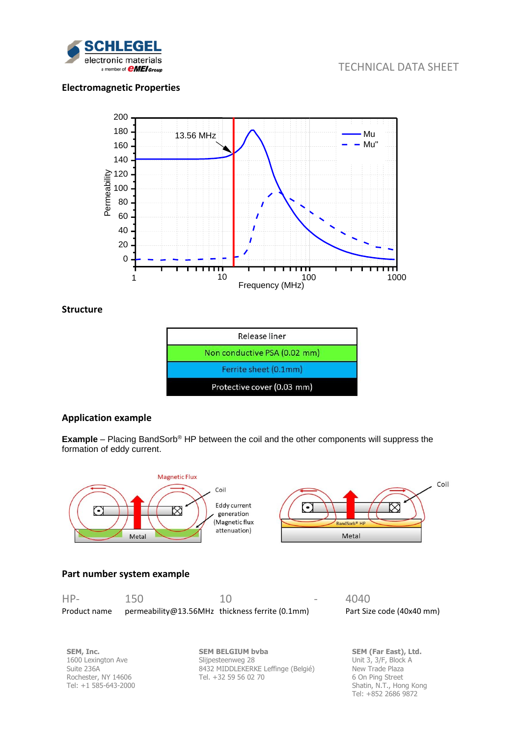## Electromagnetic Properties

200
180
160
140
120
100
80
60
40
20
0
Permeability
13.56 MHz
Mu
Mu"
1
10
100
1000
Frequency (MHz)

## Structure

| |
|---|
| Release liner |
| Non conductive PSA (0.02 mm) |
| Ferrite sheet (0.1mm) |
| Protective cover (0.03 mm) |

## Application example

**Example** – Placing BandSorb® HP between the coil and the other components will suppress the formation of eddy current.

Magnetic Flux
Coil
Eddy current generation (Magnetic flux attenuation)
Metal

Coil
BandSorb® HP
Metal

## Part number system example

| HP- | 150 | 10 | - | 4040 |
|---|---|---|---|---|
| Product name | permeability@13.56MHz | thickness ferrite (0.1mm) | | Part Size code (40x40 mm) |

**SEM, Inc.**
1600 Lexington Ave
Suite 236A
Rochester, NY 14606
Tel: +1 585-643-2000

**SEM BELGIUM bvba**
Slijpesteenweg 28
8432 MIDDLEKERKE Leffinge (België)
Tel. +32 59 56 02 70

**SEM (Far East), Ltd.**
Unit 3, 3/F, Block A
New Trade Plaza
6 On Ping Street
Shatin, N.T., Hong Kong
Tel: +852 2686 9872